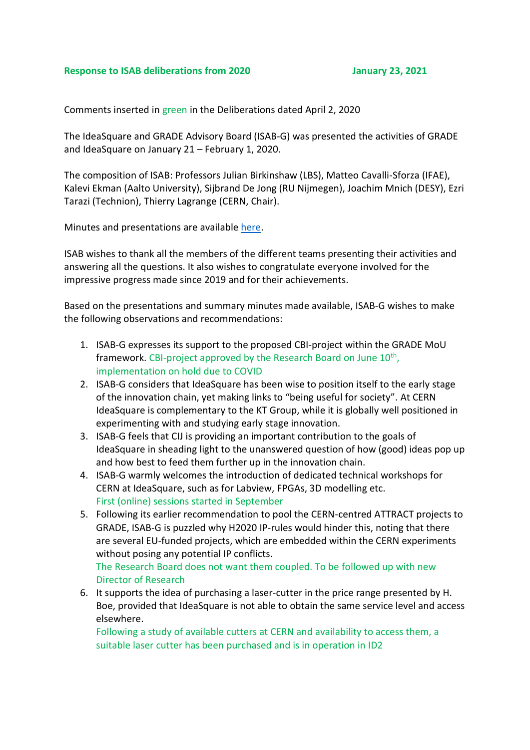**Response to ISAB deliberations from 2020** **January 23, 2021**

Comments inserted in green in the Deliberations dated April 2, 2020

The IdeaSquare and GRADE Advisory Board (ISAB-G) was presented the activities of GRADE and IdeaSquare on January 21 – February 1, 2020.

The composition of ISAB: Professors Julian Birkinshaw (LBS), Matteo Cavalli-Sforza (IFAE), Kalevi Ekman (Aalto University), Sijbrand De Jong (RU Nijmegen), Joachim Mnich (DESY), Ezri Tarazi (Technion), Thierry Lagrange (CERN, Chair).

Minutes and presentations are available here.

ISAB wishes to thank all the members of the different teams presenting their activities and answering all the questions. It also wishes to congratulate everyone involved for the impressive progress made since 2019 and for their achievements.

Based on the presentations and summary minutes made available, ISAB-G wishes to make the following observations and recommendations:

1. ISAB-G expresses its support to the proposed CBI-project within the GRADE MoU framework. CBI-project approved by the Research Board on June 10th, implementation on hold due to COVID
2. ISAB-G considers that IdeaSquare has been wise to position itself to the early stage of the innovation chain, yet making links to "being useful for society". At CERN IdeaSquare is complementary to the KT Group, while it is globally well positioned in experimenting with and studying early stage innovation.
3. ISAB-G feels that CIJ is providing an important contribution to the goals of IdeaSquare in sheading light to the unanswered question of how (good) ideas pop up and how best to feed them further up in the innovation chain.
4. ISAB-G warmly welcomes the introduction of dedicated technical workshops for CERN at IdeaSquare, such as for Labview, FPGAs, 3D modelling etc.
   First (online) sessions started in September
5. Following its earlier recommendation to pool the CERN-centred ATTRACT projects to GRADE, ISAB-G is puzzled why H2020 IP-rules would hinder this, noting that there are several EU-funded projects, which are embedded within the CERN experiments without posing any potential IP conflicts.
   The Research Board does not want them coupled. To be followed up with new Director of Research
6. It supports the idea of purchasing a laser-cutter in the price range presented by H. Boe, provided that IdeaSquare is not able to obtain the same service level and access elsewhere.
   Following a study of available cutters at CERN and availability to access them, a suitable laser cutter has been purchased and is in operation in ID2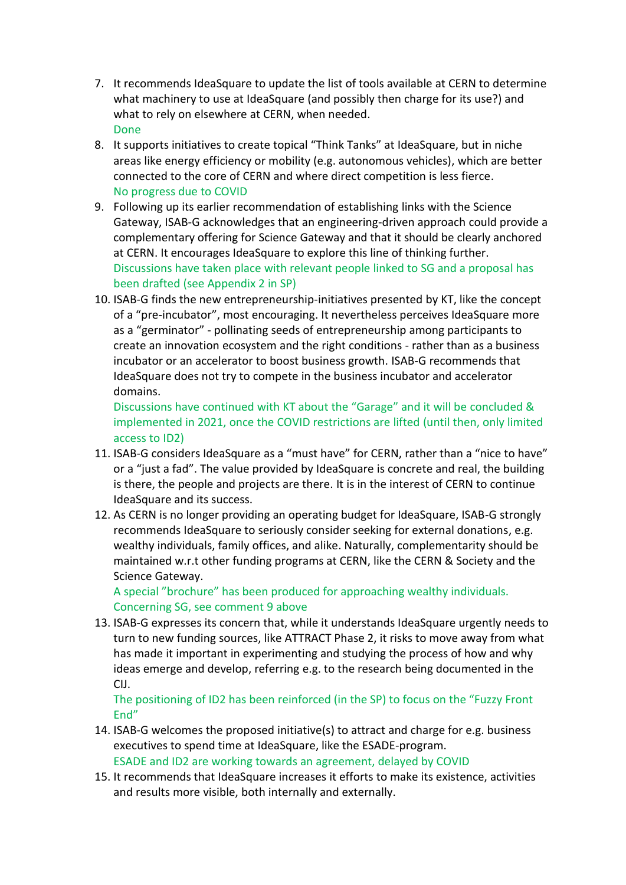7. It recommends IdeaSquare to update the list of tools available at CERN to determine what machinery to use at IdeaSquare (and possibly then charge for its use?) and what to rely on elsewhere at CERN, when needed.
   Done
8. It supports initiatives to create topical "Think Tanks" at IdeaSquare, but in niche areas like energy efficiency or mobility (e.g. autonomous vehicles), which are better connected to the core of CERN and where direct competition is less fierce.
   No progress due to COVID
9. Following up its earlier recommendation of establishing links with the Science Gateway, ISAB-G acknowledges that an engineering-driven approach could provide a complementary offering for Science Gateway and that it should be clearly anchored at CERN. It encourages IdeaSquare to explore this line of thinking further.
   Discussions have taken place with relevant people linked to SG and a proposal has been drafted (see Appendix 2 in SP)
10. ISAB-G finds the new entrepreneurship-initiatives presented by KT, like the concept of a "pre-incubator", most encouraging. It nevertheless perceives IdeaSquare more as a "germinator" - pollinating seeds of entrepreneurship among participants to create an innovation ecosystem and the right conditions - rather than as a business incubator or an accelerator to boost business growth. ISAB-G recommends that IdeaSquare does not try to compete in the business incubator and accelerator domains.
    Discussions have continued with KT about the "Garage" and it will be concluded & implemented in 2021, once the COVID restrictions are lifted (until then, only limited access to ID2)
11. ISAB-G considers IdeaSquare as a "must have" for CERN, rather than a "nice to have" or a "just a fad". The value provided by IdeaSquare is concrete and real, the building is there, the people and projects are there. It is in the interest of CERN to continue IdeaSquare and its success.
12. As CERN is no longer providing an operating budget for IdeaSquare, ISAB-G strongly recommends IdeaSquare to seriously consider seeking for external donations, e.g. wealthy individuals, family offices, and alike. Naturally, complementarity should be maintained w.r.t other funding programs at CERN, like the CERN & Society and the Science Gateway.
    A special "brochure" has been produced for approaching wealthy individuals. Concerning SG, see comment 9 above
13. ISAB-G expresses its concern that, while it understands IdeaSquare urgently needs to turn to new funding sources, like ATTRACT Phase 2, it risks to move away from what has made it important in experimenting and studying the process of how and why ideas emerge and develop, referring e.g. to the research being documented in the CIJ.
    The positioning of ID2 has been reinforced (in the SP) to focus on the "Fuzzy Front End"
14. ISAB-G welcomes the proposed initiative(s) to attract and charge for e.g. business executives to spend time at IdeaSquare, like the ESADE-program.
    ESADE and ID2 are working towards an agreement, delayed by COVID
15. It recommends that IdeaSquare increases it efforts to make its existence, activities and results more visible, both internally and externally.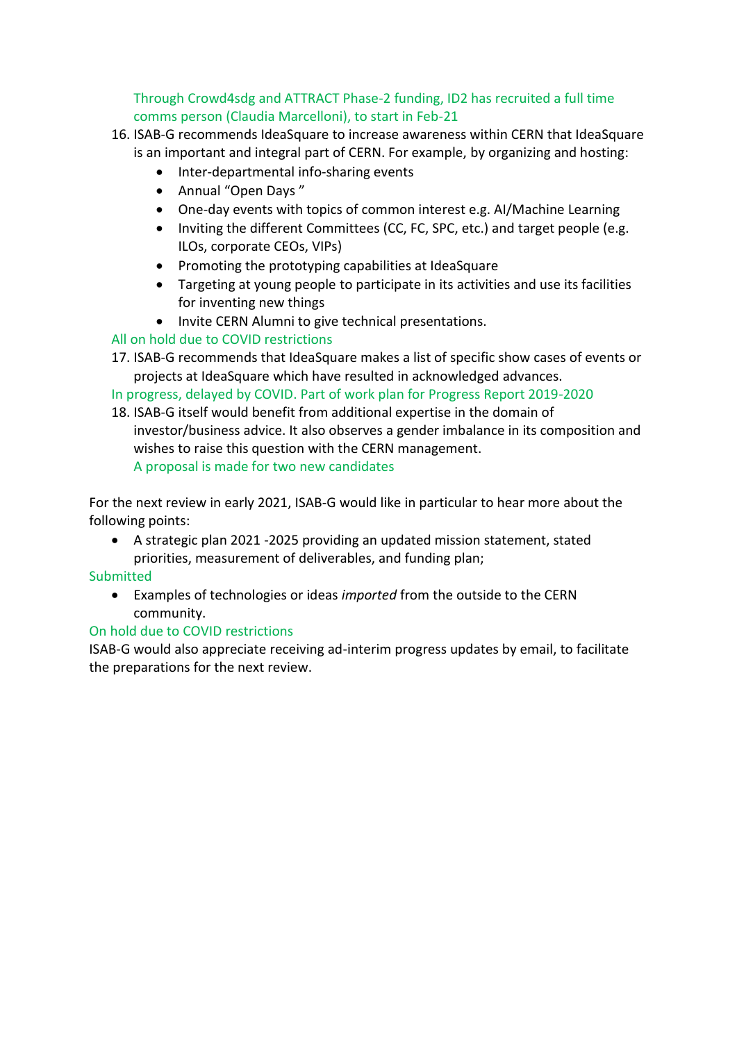Through Crowd4sdg and ATTRACT Phase-2 funding, ID2 has recruited a full time comms person (Claudia Marcelloni), to start in Feb-21

16. ISAB-G recommends IdeaSquare to increase awareness within CERN that IdeaSquare is an important and integral part of CERN. For example, by organizing and hosting:
    - Inter-departmental info-sharing events
    - Annual "Open Days "
    - One-day events with topics of common interest e.g. AI/Machine Learning
    - Inviting the different Committees (CC, FC, SPC, etc.) and target people (e.g. ILOs, corporate CEOs, VIPs)
    - Promoting the prototyping capabilities at IdeaSquare
    - Targeting at young people to participate in its activities and use its facilities for inventing new things
    - Invite CERN Alumni to give technical presentations.

All on hold due to COVID restrictions

17. ISAB-G recommends that IdeaSquare makes a list of specific show cases of events or projects at IdeaSquare which have resulted in acknowledged advances.

In progress, delayed by COVID. Part of work plan for Progress Report 2019-2020

18. ISAB-G itself would benefit from additional expertise in the domain of investor/business advice. It also observes a gender imbalance in its composition and wishes to raise this question with the CERN management.

    A proposal is made for two new candidates

For the next review in early 2021, ISAB-G would like in particular to hear more about the following points:

- A strategic plan 2021 -2025 providing an updated mission statement, stated priorities, measurement of deliverables, and funding plan;

Submitted

- Examples of technologies or ideas *imported* from the outside to the CERN community.

On hold due to COVID restrictions

ISAB-G would also appreciate receiving ad-interim progress updates by email, to facilitate the preparations for the next review.